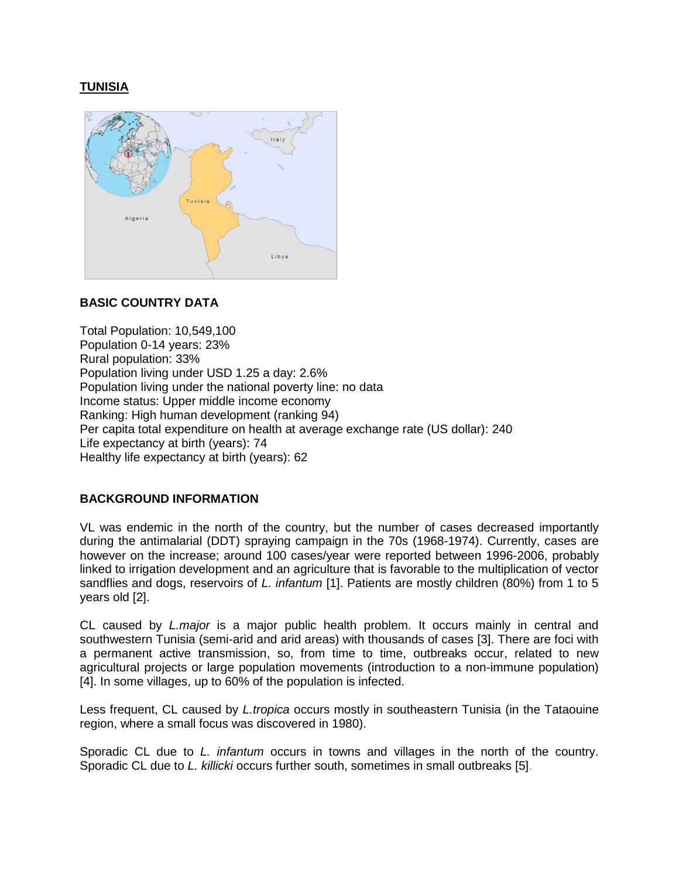# TUNISIA

## BASIC COUNTRY DATA

Total Population: 10,549,100
Population 0-14 years: 23%
Rural population: 33%
Population living under USD 1.25 a day: 2.6%
Population living under the national poverty line: no data
Income status: Upper middle income economy
Ranking: High human development (ranking 94)
Per capita total expenditure on health at average exchange rate (US dollar): 240
Life expectancy at birth (years): 74
Healthy life expectancy at birth (years): 62

## BACKGROUND INFORMATION

VL was endemic in the north of the country, but the number of cases decreased importantly during the antimalarial (DDT) spraying campaign in the 70s (1968-1974). Currently, cases are however on the increase; around 100 cases/year were reported between 1996-2006, probably linked to irrigation development and an agriculture that is favorable to the multiplication of vector sandflies and dogs, reservoirs of *L. infantum* [1]. Patients are mostly children (80%) from 1 to 5 years old [2].

CL caused by *L.major* is a major public health problem. It occurs mainly in central and southwestern Tunisia (semi-arid and arid areas) with thousands of cases [3]. There are foci with a permanent active transmission, so, from time to time, outbreaks occur, related to new agricultural projects or large population movements (introduction to a non-immune population) [4]. In some villages, up to 60% of the population is infected.

Less frequent, CL caused by *L.tropica* occurs mostly in southeastern Tunisia (in the Tataouine region, where a small focus was discovered in 1980).

Sporadic CL due to *L. infantum* occurs in towns and villages in the north of the country. Sporadic CL due to *L. killicki* occurs further south, sometimes in small outbreaks [5].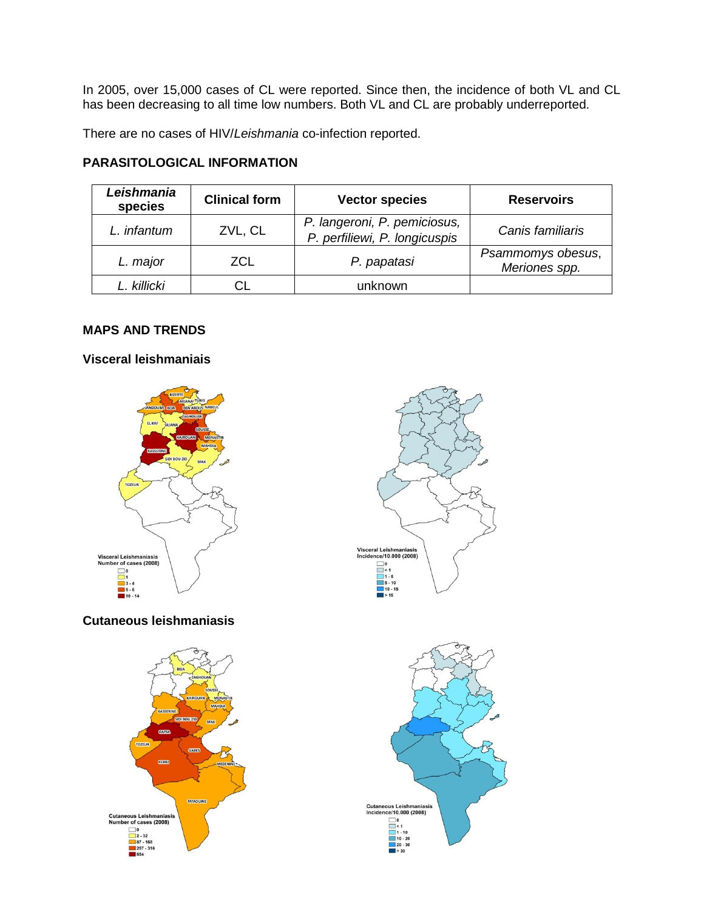In 2005, over 15,000 cases of CL were reported. Since then, the incidence of both VL and CL has been decreasing to all time low numbers. Both VL and CL are probably underreported.

There are no cases of HIV/*Leishmania* co-infection reported.

## PARASITOLOGICAL INFORMATION

| *Leishmania* species | Clinical form | Vector species | Reservoirs |
| --- | --- | --- | --- |
| *L. infantum* | ZVL, CL | *P. langeroni, P. pemiciosus, P. perfiliewi, P. longicuspis* | *Canis familiaris* |
| *L. major* | ZCL | *P. papatasi* | *Psammomys obesus, Meriones spp.* |
| *L. killicki* | CL | unknown | |

## MAPS AND TRENDS

### Visceral leishmaniais

Visceral Leishmaniasis Number of cases (2008): 0; 1; 3 - 4; 5 - 6; 10 - 14

Visceral Leishmaniasis Incidence/10.000 (2008): 0; < 1; 1 - 5; 5 - 10; 10 - 15; > 15

### Cutaneous leishmaniasis

Cutaneous Leishmaniasis Number of cases (2008): 0; 2 - 32; 87 - 168; 257 - 316; 854

Cutaneous Leishmaniasis Incidence/10.000 (2008): 0; < 1; 1 - 10; 10 - 20; 20 - 30; > 30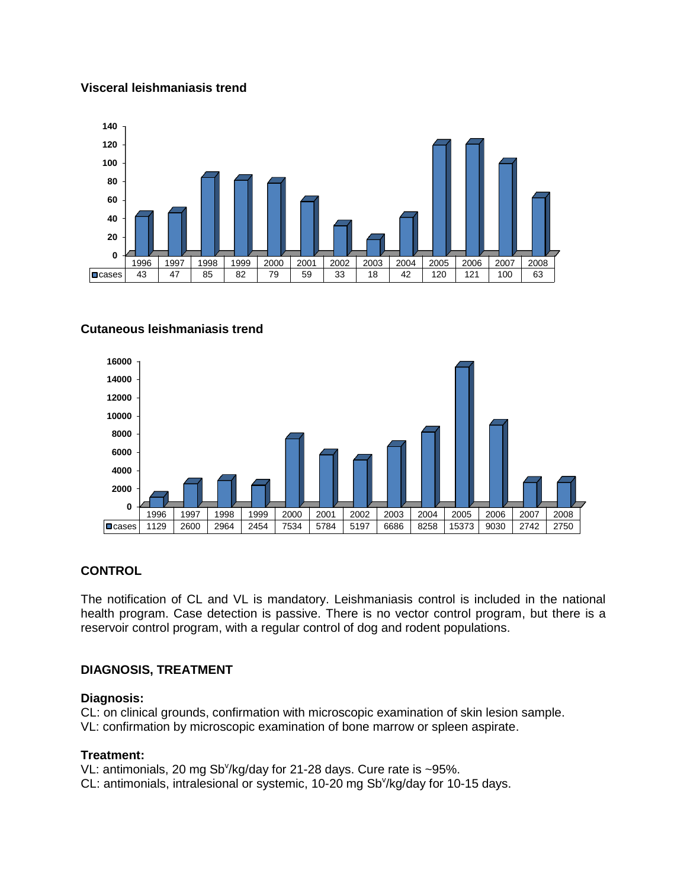**Visceral leishmaniasis trend**

| | 1996 | 1997 | 1998 | 1999 | 2000 | 2001 | 2002 | 2003 | 2004 | 2005 | 2006 | 2007 | 2008 |
|---|---|---|---|---|---|---|---|---|---|---|---|---|---|
| cases | 43 | 47 | 85 | 82 | 79 | 59 | 33 | 18 | 42 | 120 | 121 | 100 | 63 |

**Cutaneous leishmaniasis trend**

| | 1996 | 1997 | 1998 | 1999 | 2000 | 2001 | 2002 | 2003 | 2004 | 2005 | 2006 | 2007 | 2008 |
|---|---|---|---|---|---|---|---|---|---|---|---|---|---|
| cases | 1129 | 2600 | 2964 | 2454 | 7534 | 5784 | 5197 | 6686 | 8258 | 15373 | 9030 | 2742 | 2750 |

## CONTROL

The notification of CL and VL is mandatory. Leishmaniasis control is included in the national health program. Case detection is passive. There is no vector control program, but there is a reservoir control program, with a regular control of dog and rodent populations.

## DIAGNOSIS, TREATMENT

**Diagnosis:**

CL: on clinical grounds, confirmation with microscopic examination of skin lesion sample.
VL: confirmation by microscopic examination of bone marrow or spleen aspirate.

**Treatment:**

VL: antimonials, 20 mg $Sb^v$/kg/day for 21-28 days. Cure rate is ~95%.
CL: antimonials, intralesional or systemic, 10-20 mg $Sb^v$/kg/day for 10-15 days.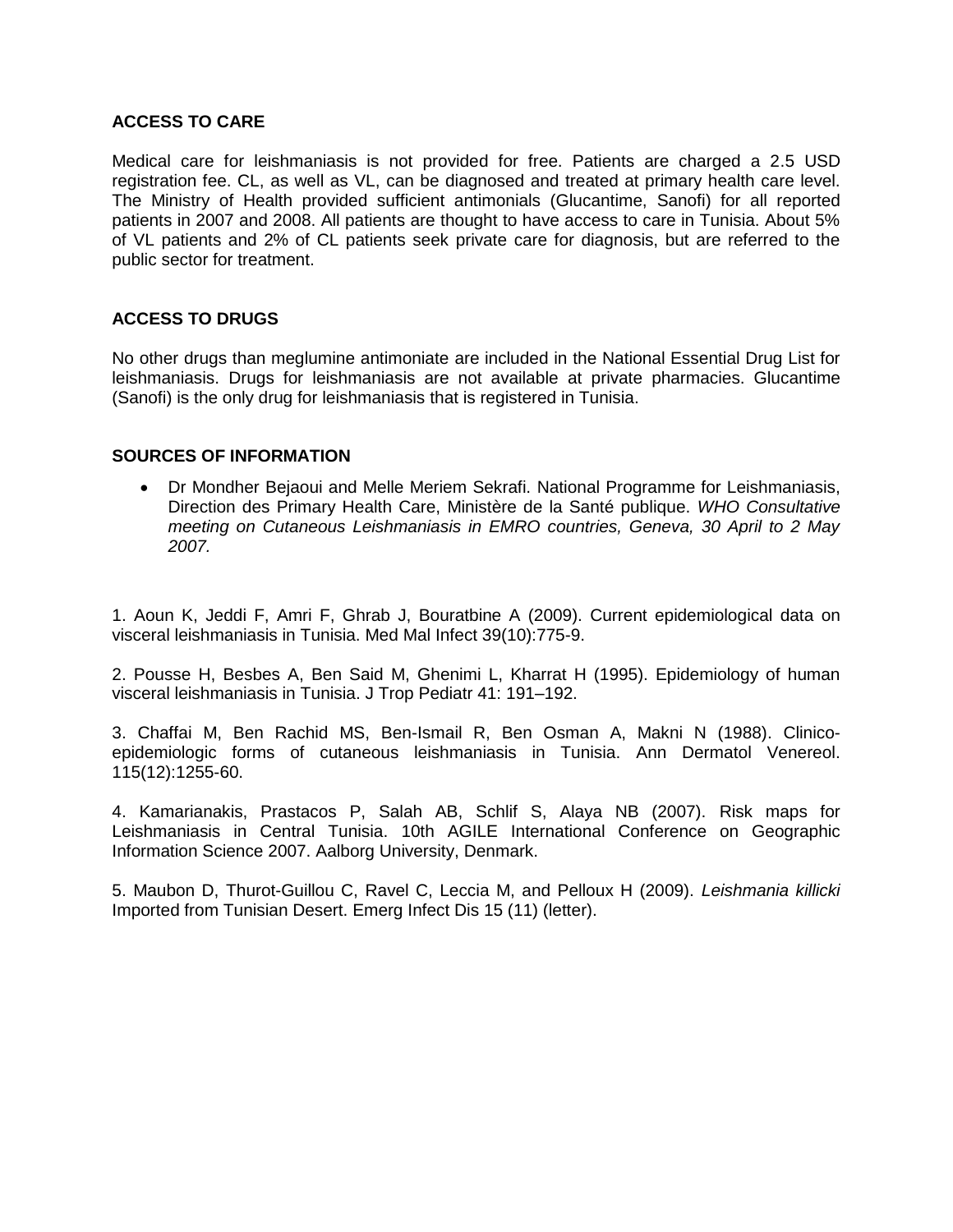## ACCESS TO CARE

Medical care for leishmaniasis is not provided for free. Patients are charged a 2.5 USD registration fee. CL, as well as VL, can be diagnosed and treated at primary health care level. The Ministry of Health provided sufficient antimonials (Glucantime, Sanofi) for all reported patients in 2007 and 2008. All patients are thought to have access to care in Tunisia. About 5% of VL patients and 2% of CL patients seek private care for diagnosis, but are referred to the public sector for treatment.

## ACCESS TO DRUGS

No other drugs than meglumine antimoniate are included in the National Essential Drug List for leishmaniasis. Drugs for leishmaniasis are not available at private pharmacies. Glucantime (Sanofi) is the only drug for leishmaniasis that is registered in Tunisia.

## SOURCES OF INFORMATION

- Dr Mondher Bejaoui and Melle Meriem Sekrafi. National Programme for Leishmaniasis, Direction des Primary Health Care, Ministère de la Santé publique. *WHO Consultative meeting on Cutaneous Leishmaniasis in EMRO countries, Geneva, 30 April to 2 May 2007.*

1. Aoun K, Jeddi F, Amri F, Ghrab J, Bouratbine A (2009). Current epidemiological data on visceral leishmaniasis in Tunisia. Med Mal Infect 39(10):775-9.

2. Pousse H, Besbes A, Ben Said M, Ghenimi L, Kharrat H (1995). Epidemiology of human visceral leishmaniasis in Tunisia. J Trop Pediatr 41: 191–192.

3. Chaffai M, Ben Rachid MS, Ben-Ismail R, Ben Osman A, Makni N (1988). Clinico-epidemiologic forms of cutaneous leishmaniasis in Tunisia. Ann Dermatol Venereol. 115(12):1255-60.

4. Kamarianakis, Prastacos P, Salah AB, Schlif S, Alaya NB (2007). Risk maps for Leishmaniasis in Central Tunisia. 10th AGILE International Conference on Geographic Information Science 2007. Aalborg University, Denmark.

5. Maubon D, Thurot-Guillou C, Ravel C, Leccia M, and Pelloux H (2009). *Leishmania killicki* Imported from Tunisian Desert. Emerg Infect Dis 15 (11) (letter).